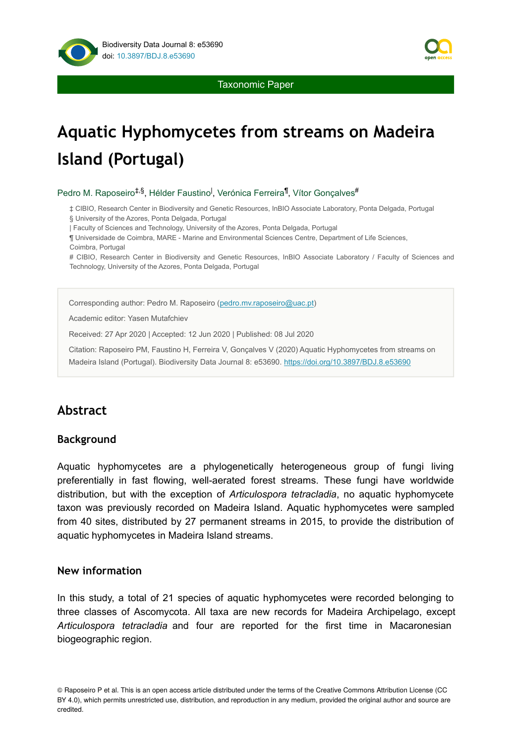Taxonomic Paper

# Aquatic Hyphomycetes from streams on Madeira Island (Portugal)

Pedro M. Raposeiro[‡,§], Hélder Faustino[|], Verónica Ferreira[¶], Vítor Gonçalves[#]

‡ CIBIO, Research Center in Biodiversity and Genetic Resources, InBIO Associate Laboratory, Ponta Delgada, Portugal
§ University of the Azores, Ponta Delgada, Portugal
| Faculty of Sciences and Technology, University of the Azores, Ponta Delgada, Portugal
¶ Universidade de Coimbra, MARE - Marine and Environmental Sciences Centre, Department of Life Sciences, Coimbra, Portugal
# CIBIO, Research Center in Biodiversity and Genetic Resources, InBIO Associate Laboratory / Faculty of Sciences and Technology, University of the Azores, Ponta Delgada, Portugal

Corresponding author: Pedro M. Raposeiro (pedro.mv.raposeiro@uac.pt)

Academic editor: Yasen Mutafchiev

Received: 27 Apr 2020 | Accepted: 12 Jun 2020 | Published: 08 Jul 2020

Citation: Raposeiro PM, Faustino H, Ferreira V, Gonçalves V (2020) Aquatic Hyphomycetes from streams on Madeira Island (Portugal). Biodiversity Data Journal 8: e53690. https://doi.org/10.3897/BDJ.8.e53690

## Abstract

### Background

Aquatic hyphomycetes are a phylogenetically heterogeneous group of fungi living preferentially in fast flowing, well-aerated forest streams. These fungi have worldwide distribution, but with the exception of *Articulospora tetracladia*, no aquatic hyphomycete taxon was previously recorded on Madeira Island. Aquatic hyphomycetes were sampled from 40 sites, distributed by 27 permanent streams in 2015, to provide the distribution of aquatic hyphomycetes in Madeira Island streams.

### New information

In this study, a total of 21 species of aquatic hyphomycetes were recorded belonging to three classes of Ascomycota. All taxa are new records for Madeira Archipelago, except *Articulospora tetracladia* and four are reported for the first time in Macaronesian biogeographic region.

© Raposeiro P et al. This is an open access article distributed under the terms of the Creative Commons Attribution License (CC BY 4.0), which permits unrestricted use, distribution, and reproduction in any medium, provided the original author and source are credited.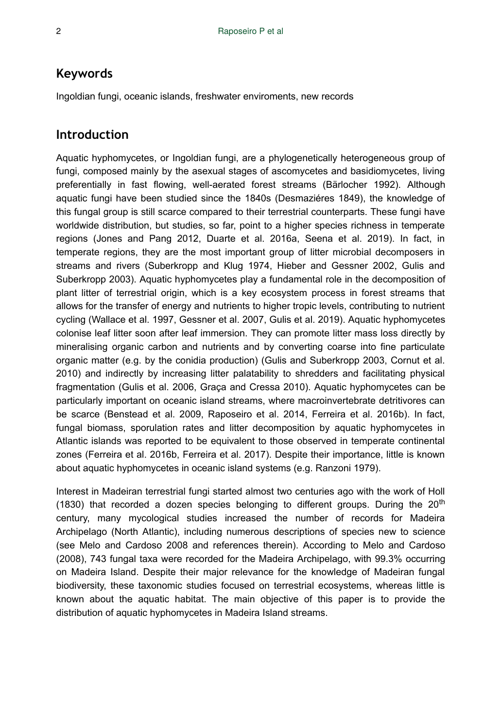## Keywords

Ingoldian fungi, oceanic islands, freshwater enviroments, new records

## Introduction

Aquatic hyphomycetes, or Ingoldian fungi, are a phylogenetically heterogeneous group of fungi, composed mainly by the asexual stages of ascomycetes and basidiomycetes, living preferentially in fast flowing, well-aerated forest streams (Bärlocher 1992). Although aquatic fungi have been studied since the 1840s (Desmaziéres 1849), the knowledge of this fungal group is still scarce compared to their terrestrial counterparts. These fungi have worldwide distribution, but studies, so far, point to a higher species richness in temperate regions (Jones and Pang 2012, Duarte et al. 2016a, Seena et al. 2019). In fact, in temperate regions, they are the most important group of litter microbial decomposers in streams and rivers (Suberkropp and Klug 1974, Hieber and Gessner 2002, Gulis and Suberkropp 2003). Aquatic hyphomycetes play a fundamental role in the decomposition of plant litter of terrestrial origin, which is a key ecosystem process in forest streams that allows for the transfer of energy and nutrients to higher tropic levels, contributing to nutrient cycling (Wallace et al. 1997, Gessner et al. 2007, Gulis et al. 2019). Aquatic hyphomycetes colonise leaf litter soon after leaf immersion. They can promote litter mass loss directly by mineralising organic carbon and nutrients and by converting coarse into fine particulate organic matter (e.g. by the conidia production) (Gulis and Suberkropp 2003, Cornut et al. 2010) and indirectly by increasing litter palatability to shredders and facilitating physical fragmentation (Gulis et al. 2006, Graça and Cressa 2010). Aquatic hyphomycetes can be particularly important on oceanic island streams, where macroinvertebrate detritivores can be scarce (Benstead et al. 2009, Raposeiro et al. 2014, Ferreira et al. 2016b). In fact, fungal biomass, sporulation rates and litter decomposition by aquatic hyphomycetes in Atlantic islands was reported to be equivalent to those observed in temperate continental zones (Ferreira et al. 2016b, Ferreira et al. 2017). Despite their importance, little is known about aquatic hyphomycetes in oceanic island systems (e.g. Ranzoni 1979).

Interest in Madeiran terrestrial fungi started almost two centuries ago with the work of Holl (1830) that recorded a dozen species belonging to different groups. During the 20th century, many mycological studies increased the number of records for Madeira Archipelago (North Atlantic), including numerous descriptions of species new to science (see Melo and Cardoso 2008 and references therein). According to Melo and Cardoso (2008), 743 fungal taxa were recorded for the Madeira Archipelago, with 99.3% occurring on Madeira Island. Despite their major relevance for the knowledge of Madeiran fungal biodiversity, these taxonomic studies focused on terrestrial ecosystems, whereas little is known about the aquatic habitat. The main objective of this paper is to provide the distribution of aquatic hyphomycetes in Madeira Island streams.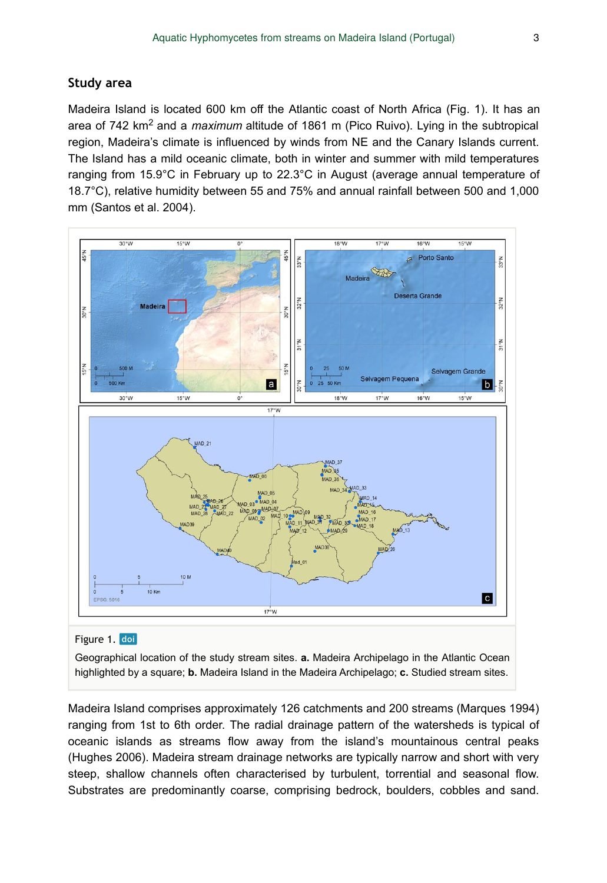## Study area

Madeira Island is located 600 km off the Atlantic coast of North Africa (Fig. 1). It has an area of 742 km$^2$ and a *maximum* altitude of 1861 m (Pico Ruivo). Lying in the subtropical region, Madeira's climate is influenced by winds from NE and the Canary Islands current. The Island has a mild oceanic climate, both in winter and summer with mild temperatures ranging from 15.9°C in February up to 22.3°C in August (average annual temperature of 18.7°C), relative humidity between 55 and 75% and annual rainfall between 500 and 1,000 mm (Santos et al. 2004).

Figure 1. doi

Geographical location of the study stream sites. **a.** Madeira Archipelago in the Atlantic Ocean highlighted by a square; **b.** Madeira Island in the Madeira Archipelago; **c.** Studied stream sites.

Madeira Island comprises approximately 126 catchments and 200 streams (Marques 1994) ranging from 1st to 6th order. The radial drainage pattern of the watersheds is typical of oceanic islands as streams flow away from the island's mountainous central peaks (Hughes 2006). Madeira stream drainage networks are typically narrow and short with very steep, shallow channels often characterised by turbulent, torrential and seasonal flow. Substrates are predominantly coarse, comprising bedrock, boulders, cobbles and sand.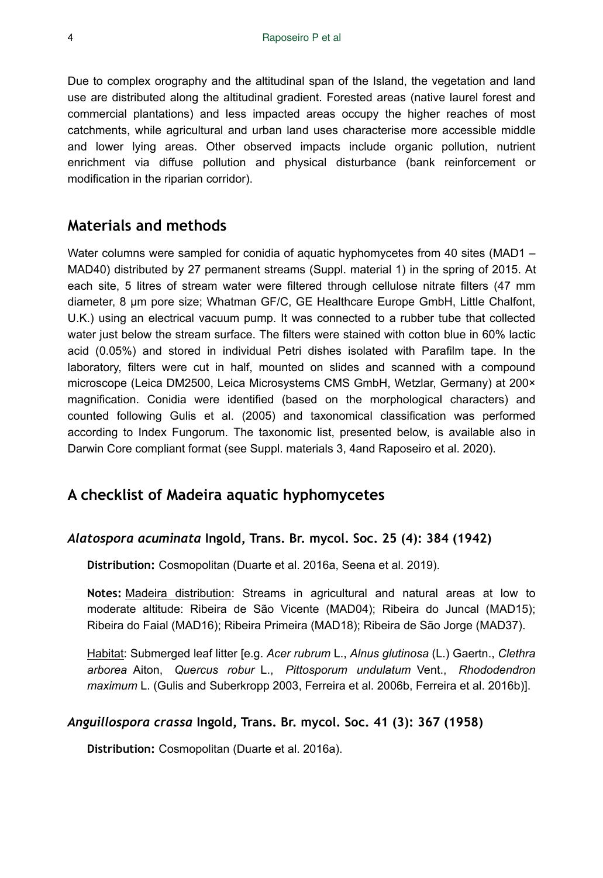Due to complex orography and the altitudinal span of the Island, the vegetation and land use are distributed along the altitudinal gradient. Forested areas (native laurel forest and commercial plantations) and less impacted areas occupy the higher reaches of most catchments, while agricultural and urban land uses characterise more accessible middle and lower lying areas. Other observed impacts include organic pollution, nutrient enrichment via diffuse pollution and physical disturbance (bank reinforcement or modification in the riparian corridor).

## Materials and methods

Water columns were sampled for conidia of aquatic hyphomycetes from 40 sites (MAD1 – MAD40) distributed by 27 permanent streams (Suppl. material 1) in the spring of 2015. At each site, 5 litres of stream water were filtered through cellulose nitrate filters (47 mm diameter, 8 µm pore size; Whatman GF/C, GE Healthcare Europe GmbH, Little Chalfont, U.K.) using an electrical vacuum pump. It was connected to a rubber tube that collected water just below the stream surface. The filters were stained with cotton blue in 60% lactic acid (0.05%) and stored in individual Petri dishes isolated with Parafilm tape. In the laboratory, filters were cut in half, mounted on slides and scanned with a compound microscope (Leica DM2500, Leica Microsystems CMS GmbH, Wetzlar, Germany) at 200× magnification. Conidia were identified (based on the morphological characters) and counted following Gulis et al. (2005) and taxonomical classification was performed according to Index Fungorum. The taxonomic list, presented below, is available also in Darwin Core compliant format (see Suppl. materials 3, 4and Raposeiro et al. 2020).

## A checklist of Madeira aquatic hyphomycetes

### *Alatospora acuminata* Ingold, Trans. Br. mycol. Soc. 25 (4): 384 (1942)

**Distribution:** Cosmopolitan (Duarte et al. 2016a, Seena et al. 2019).

**Notes:** Madeira distribution: Streams in agricultural and natural areas at low to moderate altitude: Ribeira de São Vicente (MAD04); Ribeira do Juncal (MAD15); Ribeira do Faial (MAD16); Ribeira Primeira (MAD18); Ribeira de São Jorge (MAD37).

Habitat: Submerged leaf litter [e.g. *Acer rubrum* L., *Alnus glutinosa* (L.) Gaertn., *Clethra arborea* Aiton, *Quercus robur* L., *Pittosporum undulatum* Vent., *Rhododendron maximum* L. (Gulis and Suberkropp 2003, Ferreira et al. 2006b, Ferreira et al. 2016b)].

### *Anguillospora crassa* Ingold, Trans. Br. mycol. Soc. 41 (3): 367 (1958)

**Distribution:** Cosmopolitan (Duarte et al. 2016a).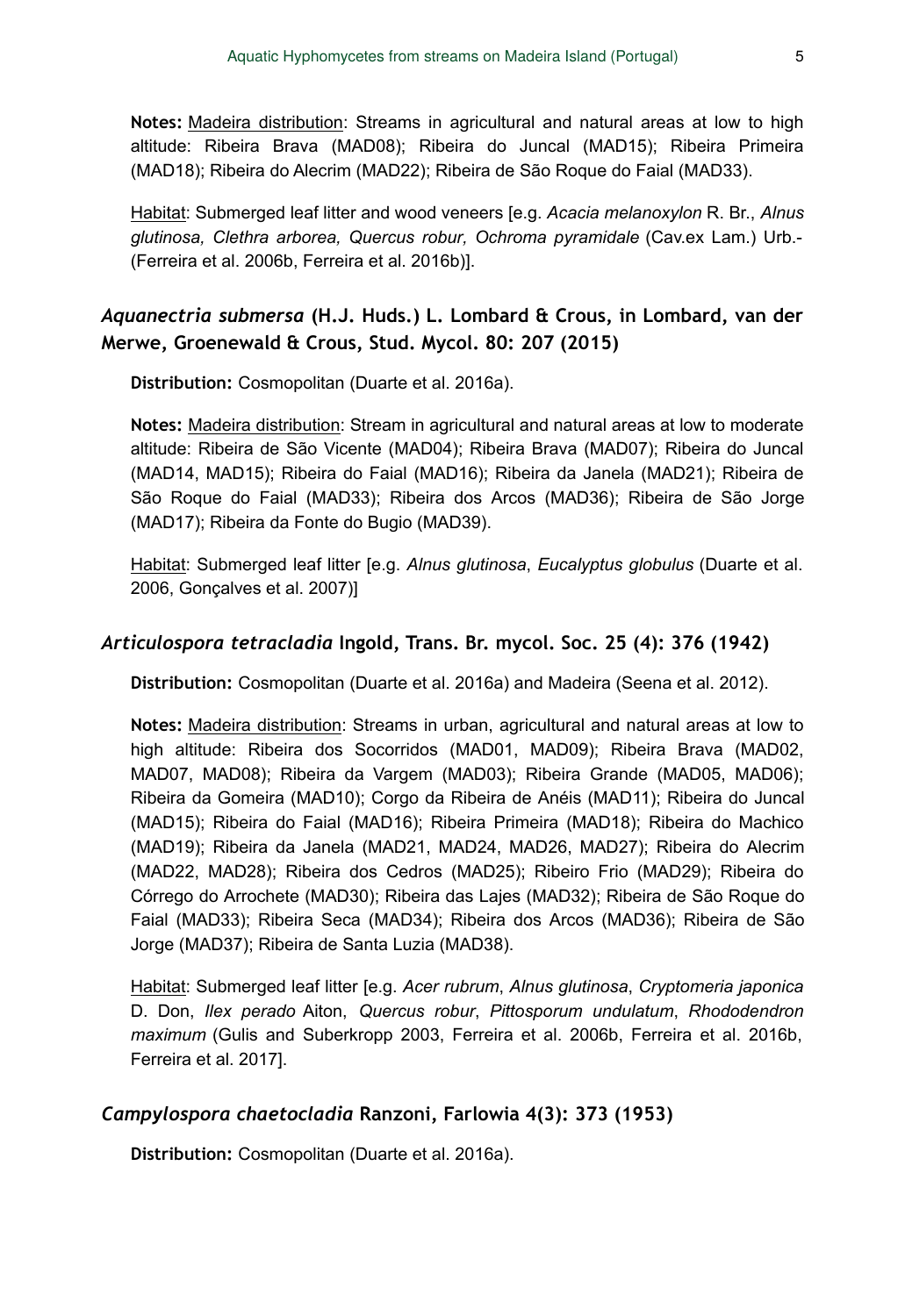**Notes:** Madeira distribution: Streams in agricultural and natural areas at low to high altitude: Ribeira Brava (MAD08); Ribeira do Juncal (MAD15); Ribeira Primeira (MAD18); Ribeira do Alecrim (MAD22); Ribeira de São Roque do Faial (MAD33).

Habitat: Submerged leaf litter and wood veneers [e.g. *Acacia melanoxylon* R. Br., *Alnus glutinosa, Clethra arborea, Quercus robur, Ochroma pyramidale* (Cav.ex Lam.) Urb.- (Ferreira et al. 2006b, Ferreira et al. 2016b)].

## *Aquanectria submersa* (H.J. Huds.) L. Lombard & Crous, in Lombard, van der Merwe, Groenewald & Crous, Stud. Mycol. 80: 207 (2015)

**Distribution:** Cosmopolitan (Duarte et al. 2016a).

**Notes:** Madeira distribution: Stream in agricultural and natural areas at low to moderate altitude: Ribeira de São Vicente (MAD04); Ribeira Brava (MAD07); Ribeira do Juncal (MAD14, MAD15); Ribeira do Faial (MAD16); Ribeira da Janela (MAD21); Ribeira de São Roque do Faial (MAD33); Ribeira dos Arcos (MAD36); Ribeira de São Jorge (MAD17); Ribeira da Fonte do Bugio (MAD39).

Habitat: Submerged leaf litter [e.g. *Alnus glutinosa*, *Eucalyptus globulus* (Duarte et al. 2006, Gonçalves et al. 2007)]

## *Articulospora tetracladia* Ingold, Trans. Br. mycol. Soc. 25 (4): 376 (1942)

**Distribution:** Cosmopolitan (Duarte et al. 2016a) and Madeira (Seena et al. 2012).

**Notes:** Madeira distribution: Streams in urban, agricultural and natural areas at low to high altitude: Ribeira dos Socorridos (MAD01, MAD09); Ribeira Brava (MAD02, MAD07, MAD08); Ribeira da Vargem (MAD03); Ribeira Grande (MAD05, MAD06); Ribeira da Gomeira (MAD10); Corgo da Ribeira de Anéis (MAD11); Ribeira do Juncal (MAD15); Ribeira do Faial (MAD16); Ribeira Primeira (MAD18); Ribeira do Machico (MAD19); Ribeira da Janela (MAD21, MAD24, MAD26, MAD27); Ribeira do Alecrim (MAD22, MAD28); Ribeira dos Cedros (MAD25); Ribeiro Frio (MAD29); Ribeira do Córrego do Arrochete (MAD30); Ribeira das Lajes (MAD32); Ribeira de São Roque do Faial (MAD33); Ribeira Seca (MAD34); Ribeira dos Arcos (MAD36); Ribeira de São Jorge (MAD37); Ribeira de Santa Luzia (MAD38).

Habitat: Submerged leaf litter [e.g. *Acer rubrum*, *Alnus glutinosa*, *Cryptomeria japonica* D. Don, *Ilex perado* Aiton, *Quercus robur*, *Pittosporum undulatum*, *Rhododendron maximum* (Gulis and Suberkropp 2003, Ferreira et al. 2006b, Ferreira et al. 2016b, Ferreira et al. 2017].

## *Campylospora chaetocladia* Ranzoni, Farlowia 4(3): 373 (1953)

**Distribution:** Cosmopolitan (Duarte et al. 2016a).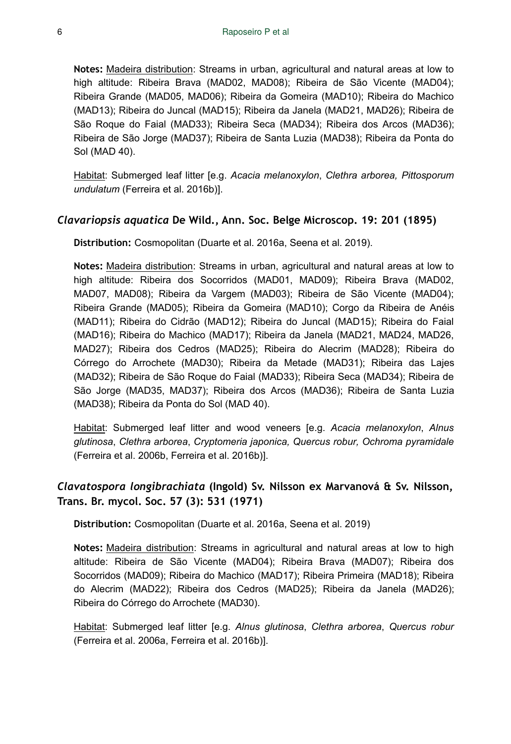**Notes:** Madeira distribution: Streams in urban, agricultural and natural areas at low to high altitude: Ribeira Brava (MAD02, MAD08); Ribeira de São Vicente (MAD04); Ribeira Grande (MAD05, MAD06); Ribeira da Gomeira (MAD10); Ribeira do Machico (MAD13); Ribeira do Juncal (MAD15); Ribeira da Janela (MAD21, MAD26); Ribeira de São Roque do Faial (MAD33); Ribeira Seca (MAD34); Ribeira dos Arcos (MAD36); Ribeira de São Jorge (MAD37); Ribeira de Santa Luzia (MAD38); Ribeira da Ponta do Sol (MAD 40).

Habitat: Submerged leaf litter [e.g. *Acacia melanoxylon*, *Clethra arborea, Pittosporum undulatum* (Ferreira et al. 2016b)].

### *Clavariopsis aquatica* De Wild., Ann. Soc. Belge Microscop. 19: 201 (1895)

**Distribution:** Cosmopolitan (Duarte et al. 2016a, Seena et al. 2019).

**Notes:** Madeira distribution: Streams in urban, agricultural and natural areas at low to high altitude: Ribeira dos Socorridos (MAD01, MAD09); Ribeira Brava (MAD02, MAD07, MAD08); Ribeira da Vargem (MAD03); Ribeira de São Vicente (MAD04); Ribeira Grande (MAD05); Ribeira da Gomeira (MAD10); Corgo da Ribeira de Anéis (MAD11); Ribeira do Cidrão (MAD12); Ribeira do Juncal (MAD15); Ribeira do Faial (MAD16); Ribeira do Machico (MAD17); Ribeira da Janela (MAD21, MAD24, MAD26, MAD27); Ribeira dos Cedros (MAD25); Ribeira do Alecrim (MAD28); Ribeira do Córrego do Arrochete (MAD30); Ribeira da Metade (MAD31); Ribeira das Lajes (MAD32); Ribeira de São Roque do Faial (MAD33); Ribeira Seca (MAD34); Ribeira de São Jorge (MAD35, MAD37); Ribeira dos Arcos (MAD36); Ribeira de Santa Luzia (MAD38); Ribeira da Ponta do Sol (MAD 40).

Habitat: Submerged leaf litter and wood veneers [e.g. *Acacia melanoxylon*, *Alnus glutinosa*, *Clethra arborea*, *Cryptomeria japonica, Quercus robur, Ochroma pyramidale* (Ferreira et al. 2006b, Ferreira et al. 2016b)].

### *Clavatospora longibrachiata* (Ingold) Sv. Nilsson ex Marvanová & Sv. Nilsson, Trans. Br. mycol. Soc. 57 (3): 531 (1971)

**Distribution:** Cosmopolitan (Duarte et al. 2016a, Seena et al. 2019)

**Notes:** Madeira distribution: Streams in agricultural and natural areas at low to high altitude: Ribeira de São Vicente (MAD04); Ribeira Brava (MAD07); Ribeira dos Socorridos (MAD09); Ribeira do Machico (MAD17); Ribeira Primeira (MAD18); Ribeira do Alecrim (MAD22); Ribeira dos Cedros (MAD25); Ribeira da Janela (MAD26); Ribeira do Córrego do Arrochete (MAD30).

Habitat: Submerged leaf litter [e.g. *Alnus glutinosa*, *Clethra arborea*, *Quercus robur* (Ferreira et al. 2006a, Ferreira et al. 2016b)].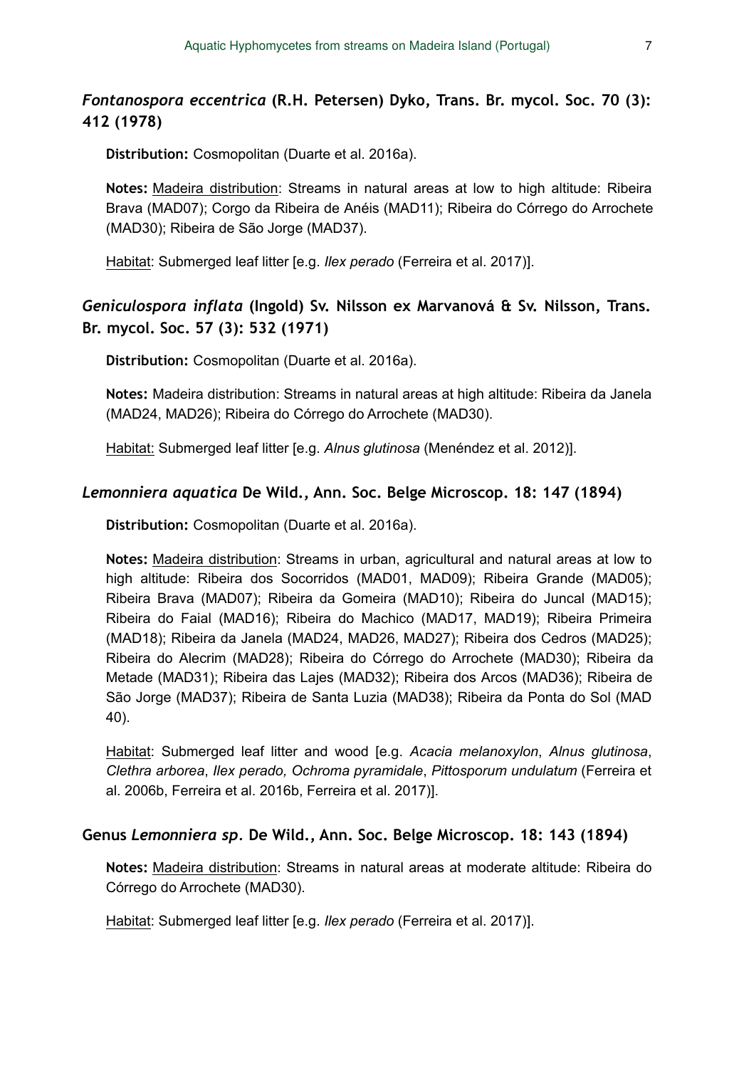### *Fontanospora eccentrica* (R.H. Petersen) Dyko, Trans. Br. mycol. Soc. 70 (3): 412 (1978)

**Distribution:** Cosmopolitan (Duarte et al. 2016a).

**Notes:** Madeira distribution: Streams in natural areas at low to high altitude: Ribeira Brava (MAD07); Corgo da Ribeira de Anéis (MAD11); Ribeira do Córrego do Arrochete (MAD30); Ribeira de São Jorge (MAD37).

Habitat: Submerged leaf litter [e.g. *Ilex perado* (Ferreira et al. 2017)].

### *Geniculospora inflata* (Ingold) Sv. Nilsson ex Marvanová & Sv. Nilsson, Trans. Br. mycol. Soc. 57 (3): 532 (1971)

**Distribution:** Cosmopolitan (Duarte et al. 2016a).

**Notes:** Madeira distribution: Streams in natural areas at high altitude: Ribeira da Janela (MAD24, MAD26); Ribeira do Córrego do Arrochete (MAD30).

Habitat: Submerged leaf litter [e.g. *Alnus glutinosa* (Menéndez et al. 2012)].

### *Lemonniera aquatica* De Wild., Ann. Soc. Belge Microscop. 18: 147 (1894)

**Distribution:** Cosmopolitan (Duarte et al. 2016a).

**Notes:** Madeira distribution: Streams in urban, agricultural and natural areas at low to high altitude: Ribeira dos Socorridos (MAD01, MAD09); Ribeira Grande (MAD05); Ribeira Brava (MAD07); Ribeira da Gomeira (MAD10); Ribeira do Juncal (MAD15); Ribeira do Faial (MAD16); Ribeira do Machico (MAD17, MAD19); Ribeira Primeira (MAD18); Ribeira da Janela (MAD24, MAD26, MAD27); Ribeira dos Cedros (MAD25); Ribeira do Alecrim (MAD28); Ribeira do Córrego do Arrochete (MAD30); Ribeira da Metade (MAD31); Ribeira das Lajes (MAD32); Ribeira dos Arcos (MAD36); Ribeira de São Jorge (MAD37); Ribeira de Santa Luzia (MAD38); Ribeira da Ponta do Sol (MAD 40).

Habitat: Submerged leaf litter and wood [e.g. *Acacia melanoxylon*, *Alnus glutinosa*, *Clethra arborea*, *Ilex perado, Ochroma pyramidale*, *Pittosporum undulatum* (Ferreira et al. 2006b, Ferreira et al. 2016b, Ferreira et al. 2017)].

### Genus *Lemonniera sp.* De Wild., Ann. Soc. Belge Microscop. 18: 143 (1894)

**Notes:** Madeira distribution: Streams in natural areas at moderate altitude: Ribeira do Córrego do Arrochete (MAD30).

Habitat: Submerged leaf litter [e.g. *Ilex perado* (Ferreira et al. 2017)].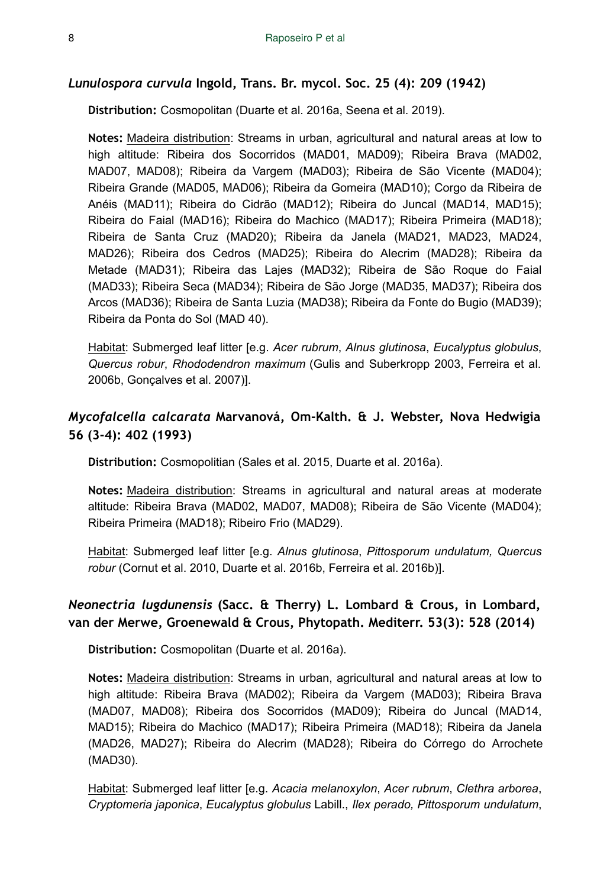### *Lunulospora curvula* Ingold, Trans. Br. mycol. Soc. 25 (4): 209 (1942)

**Distribution:** Cosmopolitan (Duarte et al. 2016a, Seena et al. 2019).

**Notes:** Madeira distribution: Streams in urban, agricultural and natural areas at low to high altitude: Ribeira dos Socorridos (MAD01, MAD09); Ribeira Brava (MAD02, MAD07, MAD08); Ribeira da Vargem (MAD03); Ribeira de São Vicente (MAD04); Ribeira Grande (MAD05, MAD06); Ribeira da Gomeira (MAD10); Corgo da Ribeira de Anéis (MAD11); Ribeira do Cidrão (MAD12); Ribeira do Juncal (MAD14, MAD15); Ribeira do Faial (MAD16); Ribeira do Machico (MAD17); Ribeira Primeira (MAD18); Ribeira de Santa Cruz (MAD20); Ribeira da Janela (MAD21, MAD23, MAD24, MAD26); Ribeira dos Cedros (MAD25); Ribeira do Alecrim (MAD28); Ribeira da Metade (MAD31); Ribeira das Lajes (MAD32); Ribeira de São Roque do Faial (MAD33); Ribeira Seca (MAD34); Ribeira de São Jorge (MAD35, MAD37); Ribeira dos Arcos (MAD36); Ribeira de Santa Luzia (MAD38); Ribeira da Fonte do Bugio (MAD39); Ribeira da Ponta do Sol (MAD 40).

Habitat: Submerged leaf litter [e.g. *Acer rubrum*, *Alnus glutinosa*, *Eucalyptus globulus*, *Quercus robur*, *Rhododendron maximum* (Gulis and Suberkropp 2003, Ferreira et al. 2006b, Gonçalves et al. 2007)].

### *Mycofalcella calcarata* Marvanová, Om-Kalth. & J. Webster, Nova Hedwigia 56 (3-4): 402 (1993)

**Distribution:** Cosmopolitian (Sales et al. 2015, Duarte et al. 2016a).

**Notes:** Madeira distribution: Streams in agricultural and natural areas at moderate altitude: Ribeira Brava (MAD02, MAD07, MAD08); Ribeira de São Vicente (MAD04); Ribeira Primeira (MAD18); Ribeiro Frio (MAD29).

Habitat: Submerged leaf litter [e.g. *Alnus glutinosa*, *Pittosporum undulatum, Quercus robur* (Cornut et al. 2010, Duarte et al. 2016b, Ferreira et al. 2016b)].

### *Neonectria lugdunensis* (Sacc. & Therry) L. Lombard & Crous, in Lombard, van der Merwe, Groenewald & Crous, Phytopath. Mediterr. 53(3): 528 (2014)

**Distribution:** Cosmopolitan (Duarte et al. 2016a).

**Notes:** Madeira distribution: Streams in urban, agricultural and natural areas at low to high altitude: Ribeira Brava (MAD02); Ribeira da Vargem (MAD03); Ribeira Brava (MAD07, MAD08); Ribeira dos Socorridos (MAD09); Ribeira do Juncal (MAD14, MAD15); Ribeira do Machico (MAD17); Ribeira Primeira (MAD18); Ribeira da Janela (MAD26, MAD27); Ribeira do Alecrim (MAD28); Ribeira do Córrego do Arrochete (MAD30).

Habitat: Submerged leaf litter [e.g. *Acacia melanoxylon*, *Acer rubrum*, *Clethra arborea*, *Cryptomeria japonica*, *Eucalyptus globulus* Labill., *Ilex perado, Pittosporum undulatum*,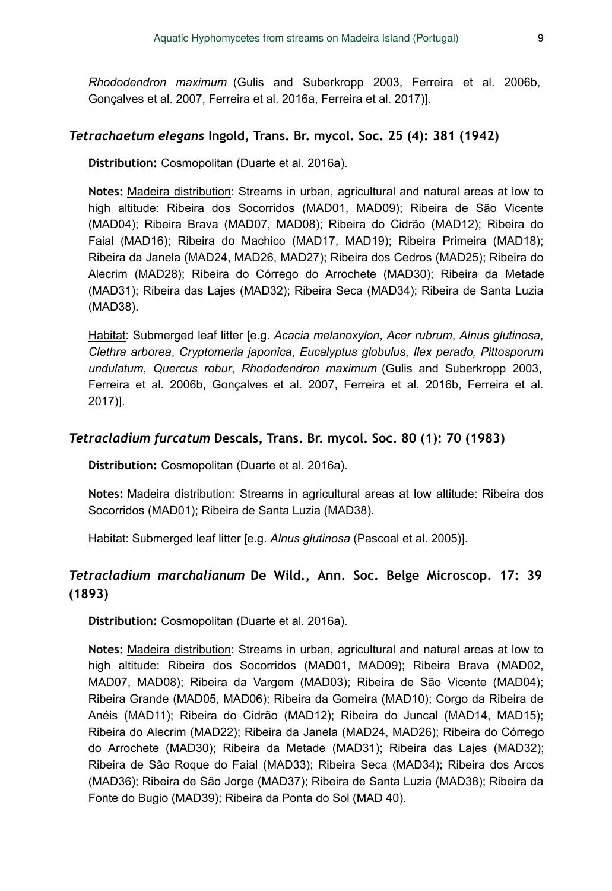*Rhododendron maximum* (Gulis and Suberkropp 2003, Ferreira et al. 2006b, Gonçalves et al. 2007, Ferreira et al. 2016a, Ferreira et al. 2017)].

### *Tetrachaetum elegans* Ingold, Trans. Br. mycol. Soc. 25 (4): 381 (1942)

**Distribution:** Cosmopolitan (Duarte et al. 2016a).

**Notes:** Madeira distribution: Streams in urban, agricultural and natural areas at low to high altitude: Ribeira dos Socorridos (MAD01, MAD09); Ribeira de São Vicente (MAD04); Ribeira Brava (MAD07, MAD08); Ribeira do Cidrão (MAD12); Ribeira do Faial (MAD16); Ribeira do Machico (MAD17, MAD19); Ribeira Primeira (MAD18); Ribeira da Janela (MAD24, MAD26, MAD27); Ribeira dos Cedros (MAD25); Ribeira do Alecrim (MAD28); Ribeira do Córrego do Arrochete (MAD30); Ribeira da Metade (MAD31); Ribeira das Lajes (MAD32); Ribeira Seca (MAD34); Ribeira de Santa Luzia (MAD38).

Habitat: Submerged leaf litter [e.g. *Acacia melanoxylon*, *Acer rubrum*, *Alnus glutinosa*, *Clethra arborea*, *Cryptomeria japonica*, *Eucalyptus globulus*, *Ilex perado, Pittosporum undulatum*, *Quercus robur*, *Rhododendron maximum* (Gulis and Suberkropp 2003, Ferreira et al. 2006b, Gonçalves et al. 2007, Ferreira et al. 2016b, Ferreira et al. 2017)].

### *Tetracladium furcatum* Descals, Trans. Br. mycol. Soc. 80 (1): 70 (1983)

**Distribution:** Cosmopolitan (Duarte et al. 2016a).

**Notes:** Madeira distribution: Streams in agricultural areas at low altitude: Ribeira dos Socorridos (MAD01); Ribeira de Santa Luzia (MAD38).

Habitat: Submerged leaf litter [e.g. *Alnus glutinosa* (Pascoal et al. 2005)].

### *Tetracladium marchalianum* De Wild., Ann. Soc. Belge Microscop. 17: 39 (1893)

**Distribution:** Cosmopolitan (Duarte et al. 2016a).

**Notes:** Madeira distribution: Streams in urban, agricultural and natural areas at low to high altitude: Ribeira dos Socorridos (MAD01, MAD09); Ribeira Brava (MAD02, MAD07, MAD08); Ribeira da Vargem (MAD03); Ribeira de São Vicente (MAD04); Ribeira Grande (MAD05, MAD06); Ribeira da Gomeira (MAD10); Corgo da Ribeira de Anéis (MAD11); Ribeira do Cidrão (MAD12); Ribeira do Juncal (MAD14, MAD15); Ribeira do Alecrim (MAD22); Ribeira da Janela (MAD24, MAD26); Ribeira do Córrego do Arrochete (MAD30); Ribeira da Metade (MAD31); Ribeira das Lajes (MAD32); Ribeira de São Roque do Faial (MAD33); Ribeira Seca (MAD34); Ribeira dos Arcos (MAD36); Ribeira de São Jorge (MAD37); Ribeira de Santa Luzia (MAD38); Ribeira da Fonte do Bugio (MAD39); Ribeira da Ponta do Sol (MAD 40).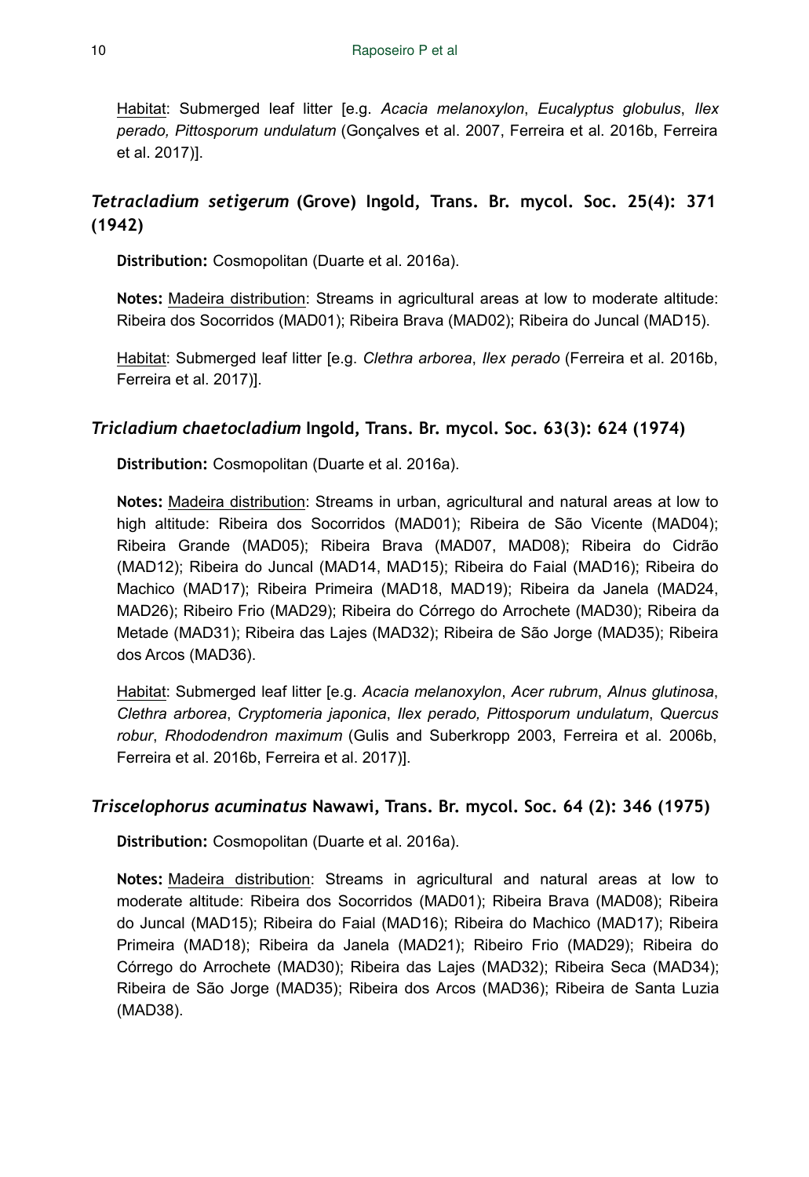Habitat: Submerged leaf litter [e.g. *Acacia melanoxylon*, *Eucalyptus globulus*, *Ilex perado, Pittosporum undulatum* (Gonçalves et al. 2007, Ferreira et al. 2016b, Ferreira et al. 2017)].

## *Tetracladium setigerum* (Grove) Ingold, Trans. Br. mycol. Soc. 25(4): 371 (1942)

**Distribution:** Cosmopolitan (Duarte et al. 2016a).

**Notes:** Madeira distribution: Streams in agricultural areas at low to moderate altitude: Ribeira dos Socorridos (MAD01); Ribeira Brava (MAD02); Ribeira do Juncal (MAD15).

Habitat: Submerged leaf litter [e.g. *Clethra arborea*, *Ilex perado* (Ferreira et al. 2016b, Ferreira et al. 2017)].

## *Tricladium chaetocladium* Ingold, Trans. Br. mycol. Soc. 63(3): 624 (1974)

**Distribution:** Cosmopolitan (Duarte et al. 2016a).

**Notes:** Madeira distribution: Streams in urban, agricultural and natural areas at low to high altitude: Ribeira dos Socorridos (MAD01); Ribeira de São Vicente (MAD04); Ribeira Grande (MAD05); Ribeira Brava (MAD07, MAD08); Ribeira do Cidrão (MAD12); Ribeira do Juncal (MAD14, MAD15); Ribeira do Faial (MAD16); Ribeira do Machico (MAD17); Ribeira Primeira (MAD18, MAD19); Ribeira da Janela (MAD24, MAD26); Ribeiro Frio (MAD29); Ribeira do Córrego do Arrochete (MAD30); Ribeira da Metade (MAD31); Ribeira das Lajes (MAD32); Ribeira de São Jorge (MAD35); Ribeira dos Arcos (MAD36).

Habitat: Submerged leaf litter [e.g. *Acacia melanoxylon*, *Acer rubrum*, *Alnus glutinosa*, *Clethra arborea*, *Cryptomeria japonica*, *Ilex perado, Pittosporum undulatum*, *Quercus robur*, *Rhododendron maximum* (Gulis and Suberkropp 2003, Ferreira et al. 2006b, Ferreira et al. 2016b, Ferreira et al. 2017)].

## *Triscelophorus acuminatus* Nawawi, Trans. Br. mycol. Soc. 64 (2): 346 (1975)

**Distribution:** Cosmopolitan (Duarte et al. 2016a).

**Notes:** Madeira distribution: Streams in agricultural and natural areas at low to moderate altitude: Ribeira dos Socorridos (MAD01); Ribeira Brava (MAD08); Ribeira do Juncal (MAD15); Ribeira do Faial (MAD16); Ribeira do Machico (MAD17); Ribeira Primeira (MAD18); Ribeira da Janela (MAD21); Ribeiro Frio (MAD29); Ribeira do Córrego do Arrochete (MAD30); Ribeira das Lajes (MAD32); Ribeira Seca (MAD34); Ribeira de São Jorge (MAD35); Ribeira dos Arcos (MAD36); Ribeira de Santa Luzia (MAD38).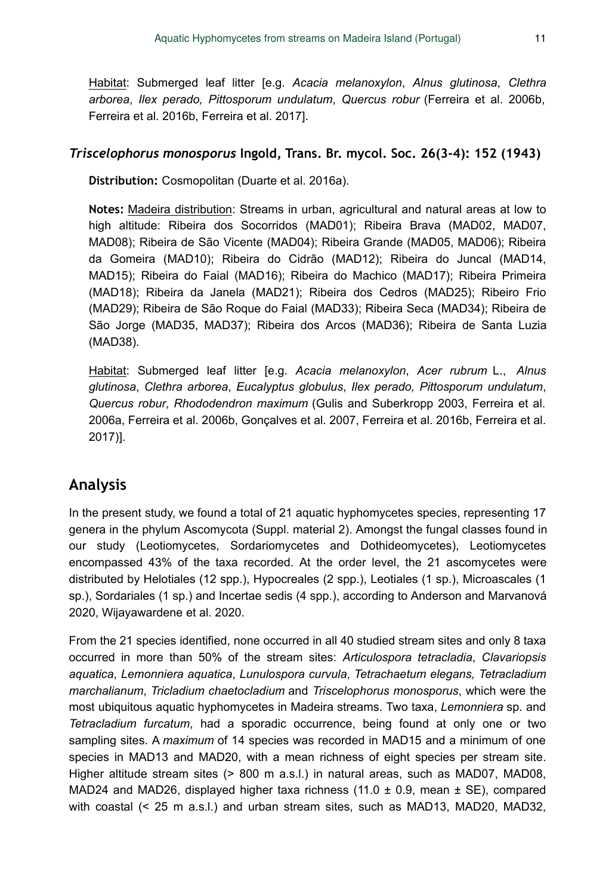Habitat: Submerged leaf litter [e.g. *Acacia melanoxylon*, *Alnus glutinosa*, *Clethra arborea*, *Ilex perado, Pittosporum undulatum*, *Quercus robur* (Ferreira et al. 2006b, Ferreira et al. 2016b, Ferreira et al. 2017].

### *Triscelophorus monosporus* Ingold, Trans. Br. mycol. Soc. 26(3-4): 152 (1943)

**Distribution:** Cosmopolitan (Duarte et al. 2016a).

**Notes:** Madeira distribution: Streams in urban, agricultural and natural areas at low to high altitude: Ribeira dos Socorridos (MAD01); Ribeira Brava (MAD02, MAD07, MAD08); Ribeira de São Vicente (MAD04); Ribeira Grande (MAD05, MAD06); Ribeira da Gomeira (MAD10); Ribeira do Cidrão (MAD12); Ribeira do Juncal (MAD14, MAD15); Ribeira do Faial (MAD16); Ribeira do Machico (MAD17); Ribeira Primeira (MAD18); Ribeira da Janela (MAD21); Ribeira dos Cedros (MAD25); Ribeiro Frio (MAD29); Ribeira de São Roque do Faial (MAD33); Ribeira Seca (MAD34); Ribeira de São Jorge (MAD35, MAD37); Ribeira dos Arcos (MAD36); Ribeira de Santa Luzia (MAD38).

Habitat: Submerged leaf litter [e.g. *Acacia melanoxylon*, *Acer rubrum* L., *Alnus glutinosa*, *Clethra arborea*, *Eucalyptus globulus*, *Ilex perado, Pittosporum undulatum*, *Quercus robur*, *Rhododendron maximum* (Gulis and Suberkropp 2003, Ferreira et al. 2006a, Ferreira et al. 2006b, Gonçalves et al. 2007, Ferreira et al. 2016b, Ferreira et al. 2017)].

## Analysis

In the present study, we found a total of 21 aquatic hyphomycetes species, representing 17 genera in the phylum Ascomycota (Suppl. material 2). Amongst the fungal classes found in our study (Leotiomycetes, Sordariomycetes and Dothideomycetes), Leotiomycetes encompassed 43% of the taxa recorded. At the order level, the 21 ascomycetes were distributed by Helotiales (12 spp.), Hypocreales (2 spp.), Leotiales (1 sp.), Microascales (1 sp.), Sordariales (1 sp.) and Incertae sedis (4 spp.), according to Anderson and Marvanová 2020, Wijayawardene et al. 2020.

From the 21 species identified, none occurred in all 40 studied stream sites and only 8 taxa occurred in more than 50% of the stream sites: *Articulospora tetracladia*, *Clavariopsis aquatica*, *Lemonniera aquatica*, *Lunulospora curvula*, *Tetrachaetum elegans, Tetracladium marchalianum*, *Tricladium chaetocladium* and *Triscelophorus monosporus*, which were the most ubiquitous aquatic hyphomycetes in Madeira streams. Two taxa, *Lemonniera* sp. and *Tetracladium furcatum*, had a sporadic occurrence, being found at only one or two sampling sites. A *maximum* of 14 species was recorded in MAD15 and a minimum of one species in MAD13 and MAD20, with a mean richness of eight species per stream site. Higher altitude stream sites (> 800 m a.s.l.) in natural areas, such as MAD07, MAD08, MAD24 and MAD26, displayed higher taxa richness (11.0 ± 0.9, mean ± SE), compared with coastal (< 25 m a.s.l.) and urban stream sites, such as MAD13, MAD20, MAD32,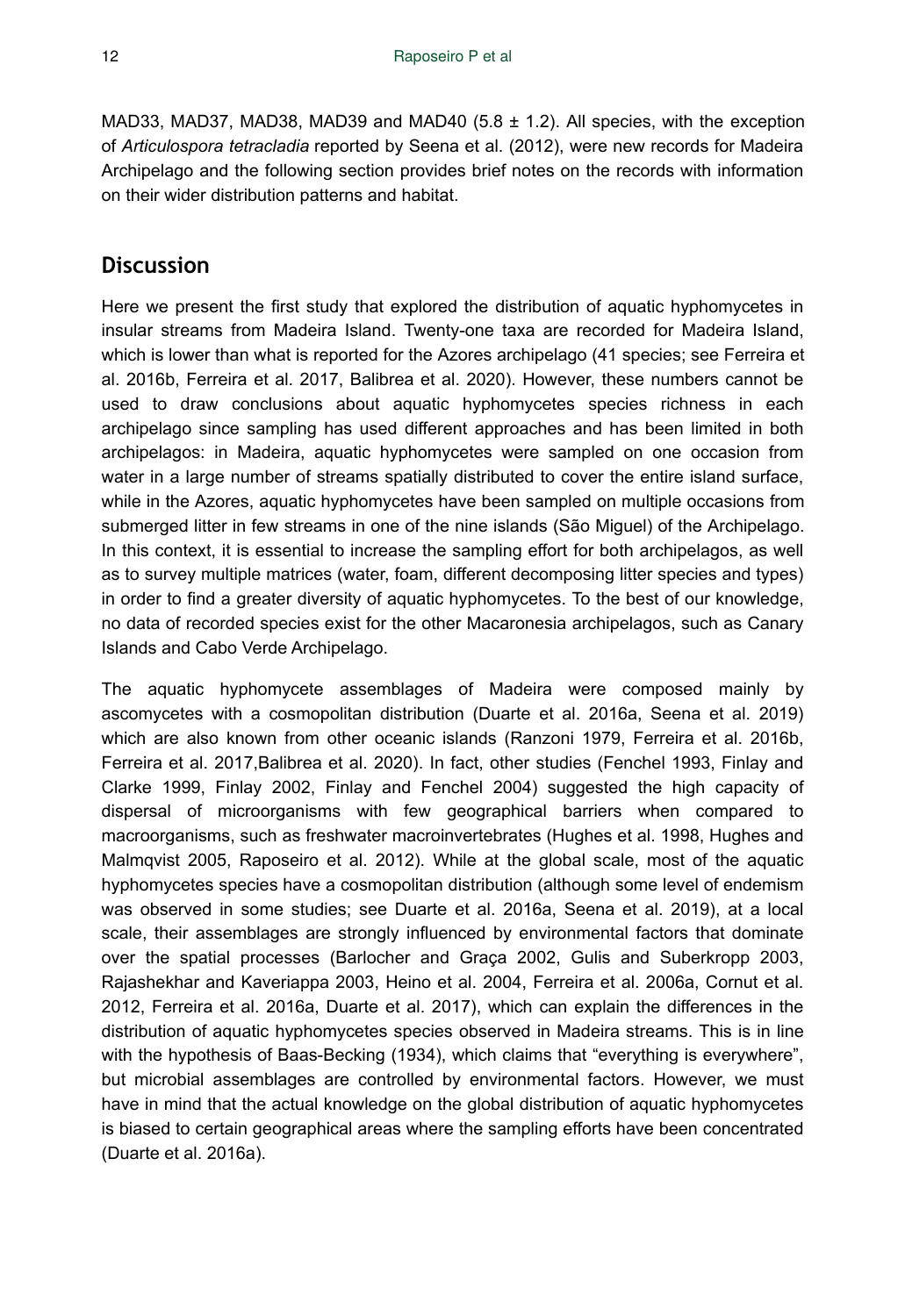MAD33, MAD37, MAD38, MAD39 and MAD40 (5.8 ± 1.2). All species, with the exception of *Articulospora tetracladia* reported by Seena et al. (2012), were new records for Madeira Archipelago and the following section provides brief notes on the records with information on their wider distribution patterns and habitat.

## Discussion

Here we present the first study that explored the distribution of aquatic hyphomycetes in insular streams from Madeira Island. Twenty-one taxa are recorded for Madeira Island, which is lower than what is reported for the Azores archipelago (41 species; see Ferreira et al. 2016b, Ferreira et al. 2017, Balibrea et al. 2020). However, these numbers cannot be used to draw conclusions about aquatic hyphomycetes species richness in each archipelago since sampling has used different approaches and has been limited in both archipelagos: in Madeira, aquatic hyphomycetes were sampled on one occasion from water in a large number of streams spatially distributed to cover the entire island surface, while in the Azores, aquatic hyphomycetes have been sampled on multiple occasions from submerged litter in few streams in one of the nine islands (São Miguel) of the Archipelago. In this context, it is essential to increase the sampling effort for both archipelagos, as well as to survey multiple matrices (water, foam, different decomposing litter species and types) in order to find a greater diversity of aquatic hyphomycetes. To the best of our knowledge, no data of recorded species exist for the other Macaronesia archipelagos, such as Canary Islands and Cabo Verde Archipelago.

The aquatic hyphomycete assemblages of Madeira were composed mainly by ascomycetes with a cosmopolitan distribution (Duarte et al. 2016a, Seena et al. 2019) which are also known from other oceanic islands (Ranzoni 1979, Ferreira et al. 2016b, Ferreira et al. 2017,Balibrea et al. 2020). In fact, other studies (Fenchel 1993, Finlay and Clarke 1999, Finlay 2002, Finlay and Fenchel 2004) suggested the high capacity of dispersal of microorganisms with few geographical barriers when compared to macroorganisms, such as freshwater macroinvertebrates (Hughes et al. 1998, Hughes and Malmqvist 2005, Raposeiro et al. 2012). While at the global scale, most of the aquatic hyphomycetes species have a cosmopolitan distribution (although some level of endemism was observed in some studies; see Duarte et al. 2016a, Seena et al. 2019), at a local scale, their assemblages are strongly influenced by environmental factors that dominate over the spatial processes (Barlocher and Graça 2002, Gulis and Suberkropp 2003, Rajashekhar and Kaveriappa 2003, Heino et al. 2004, Ferreira et al. 2006a, Cornut et al. 2012, Ferreira et al. 2016a, Duarte et al. 2017), which can explain the differences in the distribution of aquatic hyphomycetes species observed in Madeira streams. This is in line with the hypothesis of Baas-Becking (1934), which claims that "everything is everywhere", but microbial assemblages are controlled by environmental factors. However, we must have in mind that the actual knowledge on the global distribution of aquatic hyphomycetes is biased to certain geographical areas where the sampling efforts have been concentrated (Duarte et al. 2016a).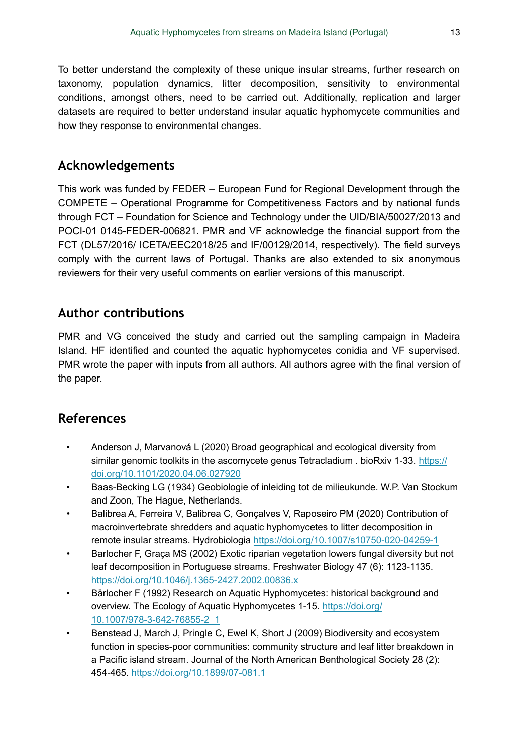To better understand the complexity of these unique insular streams, further research on taxonomy, population dynamics, litter decomposition, sensitivity to environmental conditions, amongst others, need to be carried out. Additionally, replication and larger datasets are required to better understand insular aquatic hyphomycete communities and how they response to environmental changes.

## Acknowledgements

This work was funded by FEDER – European Fund for Regional Development through the COMPETE – Operational Programme for Competitiveness Factors and by national funds through FCT – Foundation for Science and Technology under the UID/BIA/50027/2013 and POCI-01 0145-FEDER-006821. PMR and VF acknowledge the financial support from the FCT (DL57/2016/ ICETA/EEC2018/25 and IF/00129/2014, respectively). The field surveys comply with the current laws of Portugal. Thanks are also extended to six anonymous reviewers for their very useful comments on earlier versions of this manuscript.

## Author contributions

PMR and VG conceived the study and carried out the sampling campaign in Madeira Island. HF identified and counted the aquatic hyphomycetes conidia and VF supervised. PMR wrote the paper with inputs from all authors. All authors agree with the final version of the paper.

## References

- Anderson J, Marvanová L (2020) Broad geographical and ecological diversity from similar genomic toolkits in the ascomycete genus Tetracladium . bioRxiv 1-33. https://doi.org/10.1101/2020.04.06.027920
- Baas-Becking LG (1934) Geobiologie of inleiding tot de milieukunde. W.P. Van Stockum and Zoon, The Hague, Netherlands.
- Balibrea A, Ferreira V, Balibrea C, Gonçalves V, Raposeiro PM (2020) Contribution of macroinvertebrate shredders and aquatic hyphomycetes to litter decomposition in remote insular streams. Hydrobiologia https://doi.org/10.1007/s10750-020-04259-1
- Barlocher F, Graça MS (2002) Exotic riparian vegetation lowers fungal diversity but not leaf decomposition in Portuguese streams. Freshwater Biology 47 (6): 1123-1135. https://doi.org/10.1046/j.1365-2427.2002.00836.x
- Bärlocher F (1992) Research on Aquatic Hyphomycetes: historical background and overview. The Ecology of Aquatic Hyphomycetes 1-15. https://doi.org/10.1007/978-3-642-76855-2_1
- Benstead J, March J, Pringle C, Ewel K, Short J (2009) Biodiversity and ecosystem function in species-poor communities: community structure and leaf litter breakdown in a Pacific island stream. Journal of the North American Benthological Society 28 (2): 454-465. https://doi.org/10.1899/07-081.1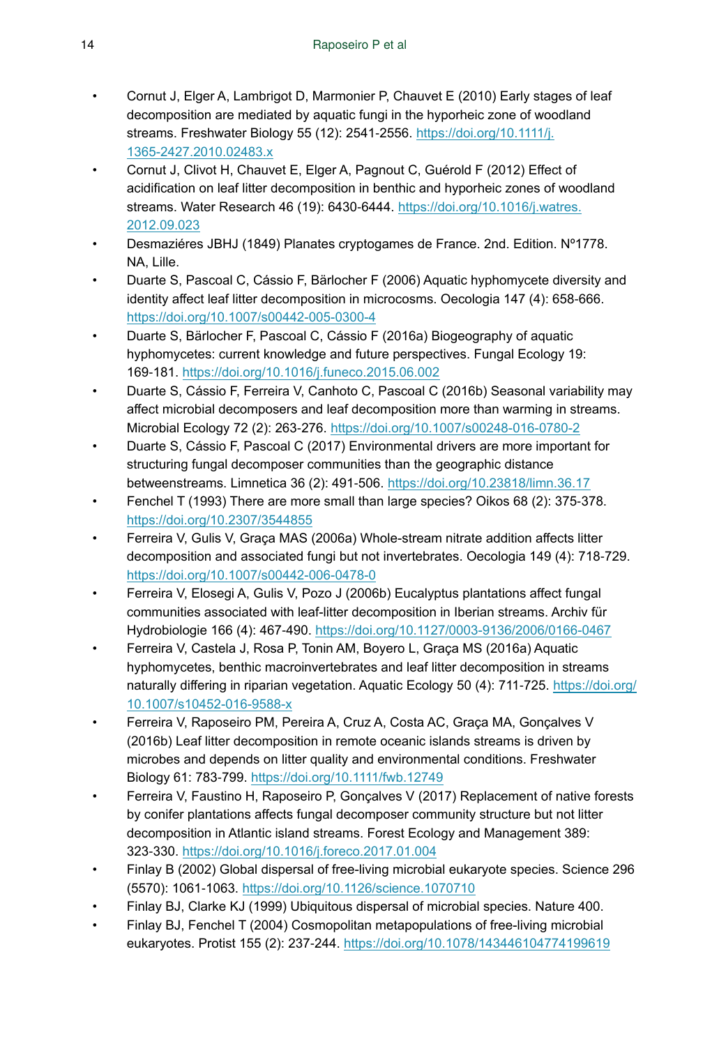- Cornut J, Elger A, Lambrigot D, Marmonier P, Chauvet E (2010) Early stages of leaf decomposition are mediated by aquatic fungi in the hyporheic zone of woodland streams. Freshwater Biology 55 (12): 2541-2556. https://doi.org/10.1111/j.1365-2427.2010.02483.x
- Cornut J, Clivot H, Chauvet E, Elger A, Pagnout C, Guérold F (2012) Effect of acidification on leaf litter decomposition in benthic and hyporheic zones of woodland streams. Water Research 46 (19): 6430-6444. https://doi.org/10.1016/j.watres.2012.09.023
- Desmaziéres JBHJ (1849) Planates cryptogames de France. 2nd. Edition. Nº1778. NA, Lille.
- Duarte S, Pascoal C, Cássio F, Bärlocher F (2006) Aquatic hyphomycete diversity and identity affect leaf litter decomposition in microcosms. Oecologia 147 (4): 658-666. https://doi.org/10.1007/s00442-005-0300-4
- Duarte S, Bärlocher F, Pascoal C, Cássio F (2016a) Biogeography of aquatic hyphomycetes: current knowledge and future perspectives. Fungal Ecology 19: 169-181. https://doi.org/10.1016/j.funeco.2015.06.002
- Duarte S, Cássio F, Ferreira V, Canhoto C, Pascoal C (2016b) Seasonal variability may affect microbial decomposers and leaf decomposition more than warming in streams. Microbial Ecology 72 (2): 263-276. https://doi.org/10.1007/s00248-016-0780-2
- Duarte S, Cássio F, Pascoal C (2017) Environmental drivers are more important for structuring fungal decomposer communities than the geographic distance betweenstreams. Limnetica 36 (2): 491-506. https://doi.org/10.23818/limn.36.17
- Fenchel T (1993) There are more small than large species? Oikos 68 (2): 375-378. https://doi.org/10.2307/3544855
- Ferreira V, Gulis V, Graça MAS (2006a) Whole-stream nitrate addition affects litter decomposition and associated fungi but not invertebrates. Oecologia 149 (4): 718-729. https://doi.org/10.1007/s00442-006-0478-0
- Ferreira V, Elosegi A, Gulis V, Pozo J (2006b) Eucalyptus plantations affect fungal communities associated with leaf-litter decomposition in Iberian streams. Archiv für Hydrobiologie 166 (4): 467-490. https://doi.org/10.1127/0003-9136/2006/0166-0467
- Ferreira V, Castela J, Rosa P, Tonin AM, Boyero L, Graça MS (2016a) Aquatic hyphomycetes, benthic macroinvertebrates and leaf litter decomposition in streams naturally differing in riparian vegetation. Aquatic Ecology 50 (4): 711-725. https://doi.org/10.1007/s10452-016-9588-x
- Ferreira V, Raposeiro PM, Pereira A, Cruz A, Costa AC, Graça MA, Gonçalves V (2016b) Leaf litter decomposition in remote oceanic islands streams is driven by microbes and depends on litter quality and environmental conditions. Freshwater Biology 61: 783-799. https://doi.org/10.1111/fwb.12749
- Ferreira V, Faustino H, Raposeiro P, Gonçalves V (2017) Replacement of native forests by conifer plantations affects fungal decomposer community structure but not litter decomposition in Atlantic island streams. Forest Ecology and Management 389: 323-330. https://doi.org/10.1016/j.foreco.2017.01.004
- Finlay B (2002) Global dispersal of free-living microbial eukaryote species. Science 296 (5570): 1061-1063. https://doi.org/10.1126/science.1070710
- Finlay BJ, Clarke KJ (1999) Ubiquitous dispersal of microbial species. Nature 400.
- Finlay BJ, Fenchel T (2004) Cosmopolitan metapopulations of free-living microbial eukaryotes. Protist 155 (2): 237-244. https://doi.org/10.1078/143446104774199619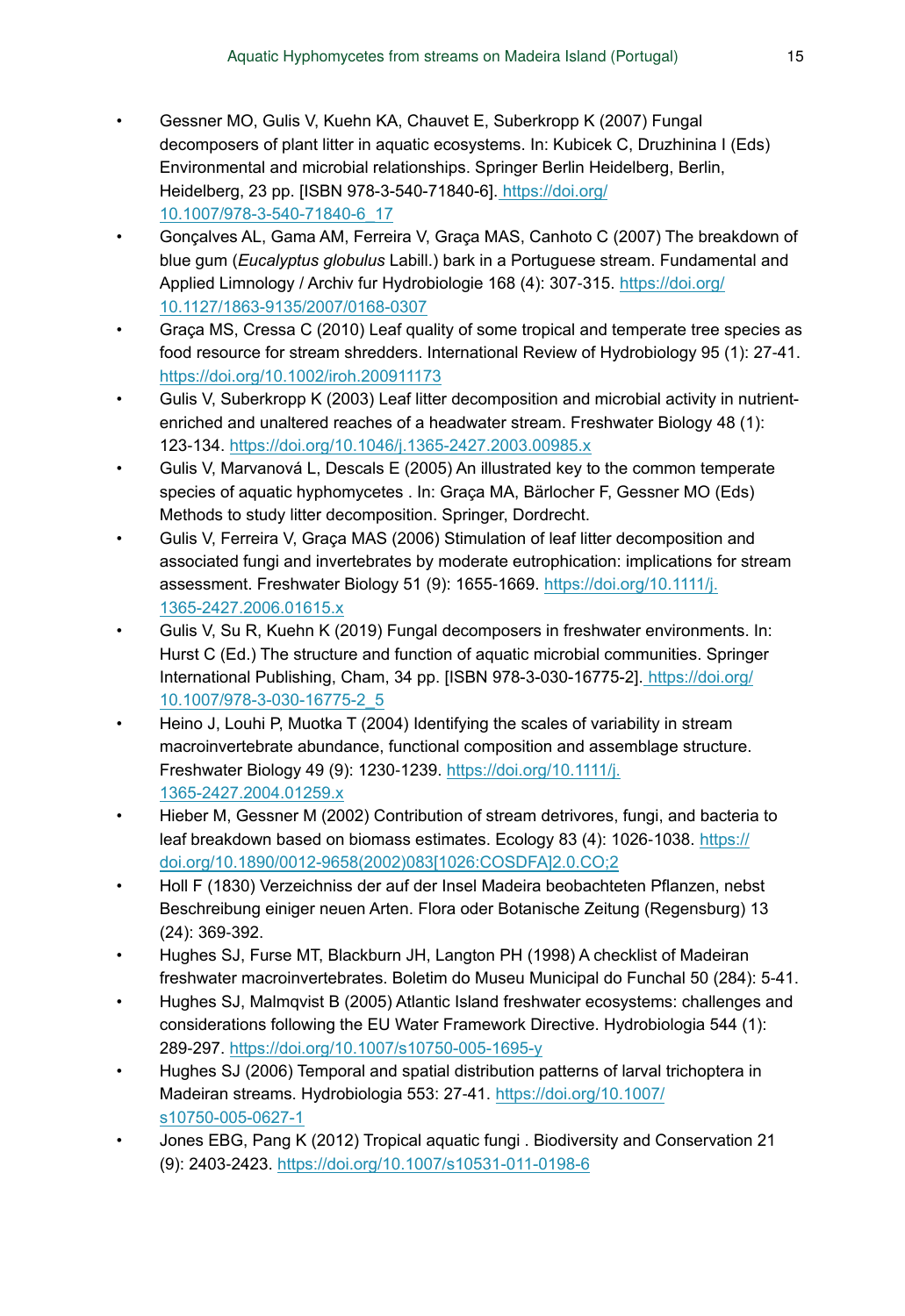- Gessner MO, Gulis V, Kuehn KA, Chauvet E, Suberkropp K (2007) Fungal decomposers of plant litter in aquatic ecosystems. In: Kubicek C, Druzhinina I (Eds) Environmental and microbial relationships. Springer Berlin Heidelberg, Berlin, Heidelberg, 23 pp. [ISBN 978-3-540-71840-6]. https://doi.org/10.1007/978-3-540-71840-6_17
- Gonçalves AL, Gama AM, Ferreira V, Graça MAS, Canhoto C (2007) The breakdown of blue gum (*Eucalyptus globulus* Labill.) bark in a Portuguese stream. Fundamental and Applied Limnology / Archiv fur Hydrobiologie 168 (4): 307-315. https://doi.org/10.1127/1863-9135/2007/0168-0307
- Graça MS, Cressa C (2010) Leaf quality of some tropical and temperate tree species as food resource for stream shredders. International Review of Hydrobiology 95 (1): 27-41. https://doi.org/10.1002/iroh.200911173
- Gulis V, Suberkropp K (2003) Leaf litter decomposition and microbial activity in nutrient-enriched and unaltered reaches of a headwater stream. Freshwater Biology 48 (1): 123-134. https://doi.org/10.1046/j.1365-2427.2003.00985.x
- Gulis V, Marvanová L, Descals E (2005) An illustrated key to the common temperate species of aquatic hyphomycetes . In: Graça MA, Bärlocher F, Gessner MO (Eds) Methods to study litter decomposition. Springer, Dordrecht.
- Gulis V, Ferreira V, Graça MAS (2006) Stimulation of leaf litter decomposition and associated fungi and invertebrates by moderate eutrophication: implications for stream assessment. Freshwater Biology 51 (9): 1655-1669. https://doi.org/10.1111/j.1365-2427.2006.01615.x
- Gulis V, Su R, Kuehn K (2019) Fungal decomposers in freshwater environments. In: Hurst C (Ed.) The structure and function of aquatic microbial communities. Springer International Publishing, Cham, 34 pp. [ISBN 978-3-030-16775-2]. https://doi.org/10.1007/978-3-030-16775-2_5
- Heino J, Louhi P, Muotka T (2004) Identifying the scales of variability in stream macroinvertebrate abundance, functional composition and assemblage structure. Freshwater Biology 49 (9): 1230-1239. https://doi.org/10.1111/j.1365-2427.2004.01259.x
- Hieber M, Gessner M (2002) Contribution of stream detrivores, fungi, and bacteria to leaf breakdown based on biomass estimates. Ecology 83 (4): 1026-1038. https://doi.org/10.1890/0012-9658(2002)083[1026:COSDFA]2.0.CO;2
- Holl F (1830) Verzeichniss der auf der Insel Madeira beobachteten Pflanzen, nebst Beschreibung einiger neuen Arten. Flora oder Botanische Zeitung (Regensburg) 13 (24): 369-392.
- Hughes SJ, Furse MT, Blackburn JH, Langton PH (1998) A checklist of Madeiran freshwater macroinvertebrates. Boletim do Museu Municipal do Funchal 50 (284): 5-41.
- Hughes SJ, Malmqvist B (2005) Atlantic Island freshwater ecosystems: challenges and considerations following the EU Water Framework Directive. Hydrobiologia 544 (1): 289-297. https://doi.org/10.1007/s10750-005-1695-y
- Hughes SJ (2006) Temporal and spatial distribution patterns of larval trichoptera in Madeiran streams. Hydrobiologia 553: 27-41. https://doi.org/10.1007/s10750-005-0627-1
- Jones EBG, Pang K (2012) Tropical aquatic fungi . Biodiversity and Conservation 21 (9): 2403-2423. https://doi.org/10.1007/s10531-011-0198-6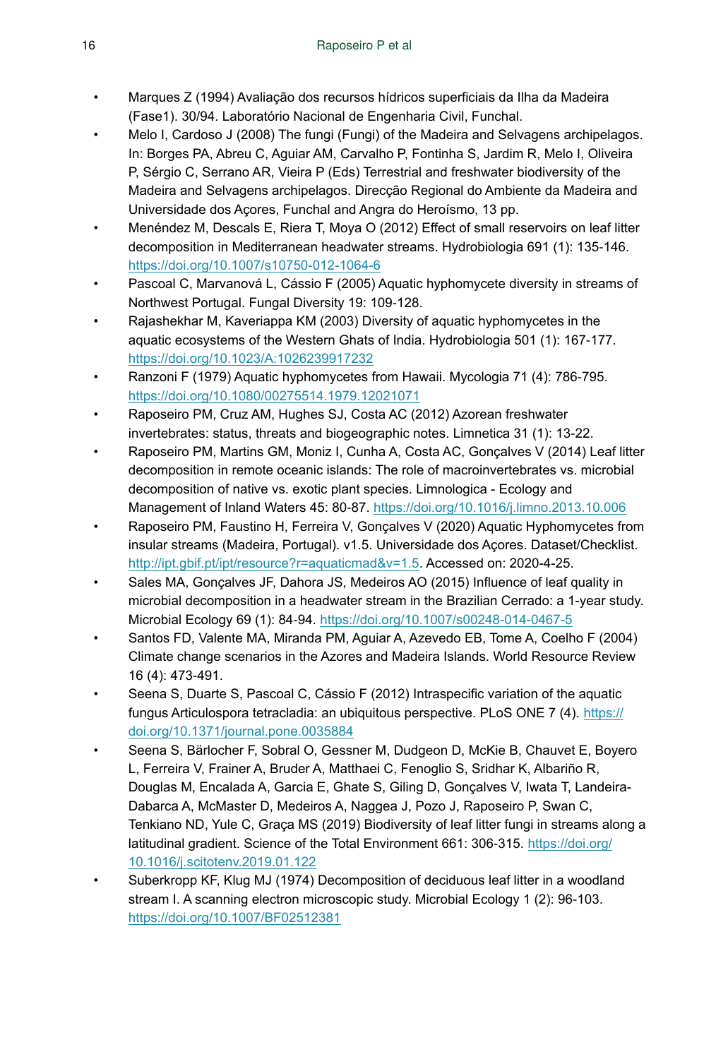- Marques Z (1994) Avaliação dos recursos hídricos superficiais da Ilha da Madeira (Fase1). 30/94. Laboratório Nacional de Engenharia Civil, Funchal.
- Melo I, Cardoso J (2008) The fungi (Fungi) of the Madeira and Selvagens archipelagos. In: Borges PA, Abreu C, Aguiar AM, Carvalho P, Fontinha S, Jardim R, Melo I, Oliveira P, Sérgio C, Serrano AR, Vieira P (Eds) Terrestrial and freshwater biodiversity of the Madeira and Selvagens archipelagos. Direcção Regional do Ambiente da Madeira and Universidade dos Açores, Funchal and Angra do Heroísmo, 13 pp.
- Menéndez M, Descals E, Riera T, Moya O (2012) Effect of small reservoirs on leaf litter decomposition in Mediterranean headwater streams. Hydrobiologia 691 (1): 135-146. https://doi.org/10.1007/s10750-012-1064-6
- Pascoal C, Marvanová L, Cássio F (2005) Aquatic hyphomycete diversity in streams of Northwest Portugal. Fungal Diversity 19: 109-128.
- Rajashekhar M, Kaveriappa KM (2003) Diversity of aquatic hyphomycetes in the aquatic ecosystems of the Western Ghats of India. Hydrobiologia 501 (1): 167-177. https://doi.org/10.1023/A:1026239917232
- Ranzoni F (1979) Aquatic hyphomycetes from Hawaii. Mycologia 71 (4): 786-795. https://doi.org/10.1080/00275514.1979.12021071
- Raposeiro PM, Cruz AM, Hughes SJ, Costa AC (2012) Azorean freshwater invertebrates: status, threats and biogeographic notes. Limnetica 31 (1): 13-22.
- Raposeiro PM, Martins GM, Moniz I, Cunha A, Costa AC, Gonçalves V (2014) Leaf litter decomposition in remote oceanic islands: The role of macroinvertebrates vs. microbial decomposition of native vs. exotic plant species. Limnologica - Ecology and Management of Inland Waters 45: 80-87. https://doi.org/10.1016/j.limno.2013.10.006
- Raposeiro PM, Faustino H, Ferreira V, Gonçalves V (2020) Aquatic Hyphomycetes from insular streams (Madeira, Portugal). v1.5. Universidade dos Açores. Dataset/Checklist. http://ipt.gbif.pt/ipt/resource?r=aquaticmad&v=1.5. Accessed on: 2020-4-25.
- Sales MA, Gonçalves JF, Dahora JS, Medeiros AO (2015) Influence of leaf quality in microbial decomposition in a headwater stream in the Brazilian Cerrado: a 1-year study. Microbial Ecology 69 (1): 84-94. https://doi.org/10.1007/s00248-014-0467-5
- Santos FD, Valente MA, Miranda PM, Aguiar A, Azevedo EB, Tome A, Coelho F (2004) Climate change scenarios in the Azores and Madeira Islands. World Resource Review 16 (4): 473-491.
- Seena S, Duarte S, Pascoal C, Cássio F (2012) Intraspecific variation of the aquatic fungus Articulospora tetracladia: an ubiquitous perspective. PLoS ONE 7 (4). https://doi.org/10.1371/journal.pone.0035884
- Seena S, Bärlocher F, Sobral O, Gessner M, Dudgeon D, McKie B, Chauvet E, Boyero L, Ferreira V, Frainer A, Bruder A, Matthaei C, Fenoglio S, Sridhar K, Albariño R, Douglas M, Encalada A, Garcia E, Ghate S, Giling D, Gonçalves V, Iwata T, Landeira-Dabarca A, McMaster D, Medeiros A, Naggea J, Pozo J, Raposeiro P, Swan C, Tenkiano ND, Yule C, Graça MS (2019) Biodiversity of leaf litter fungi in streams along a latitudinal gradient. Science of the Total Environment 661: 306-315. https://doi.org/10.1016/j.scitotenv.2019.01.122
- Suberkropp KF, Klug MJ (1974) Decomposition of deciduous leaf litter in a woodland stream I. A scanning electron microscopic study. Microbial Ecology 1 (2): 96-103. https://doi.org/10.1007/BF02512381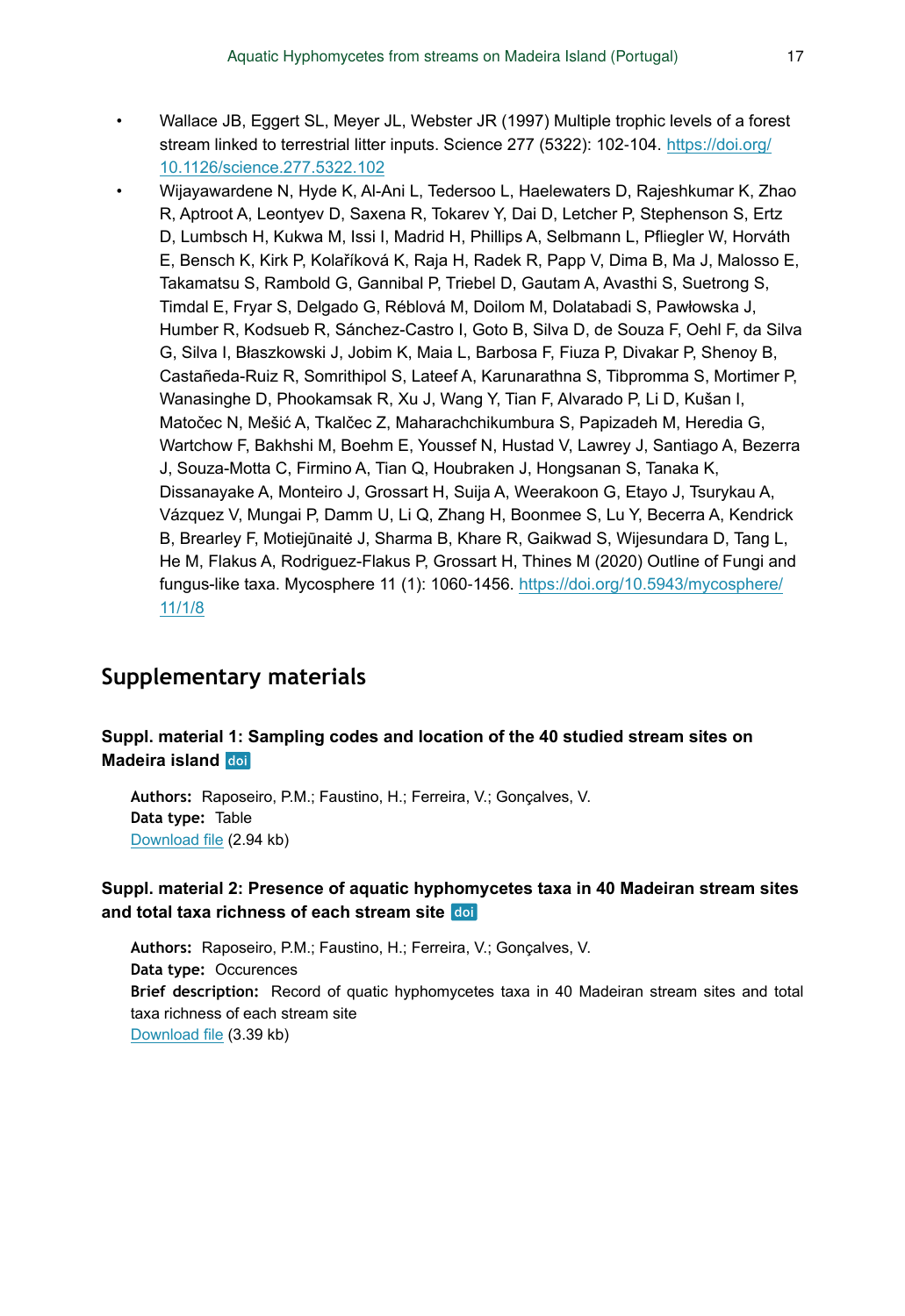- Wallace JB, Eggert SL, Meyer JL, Webster JR (1997) Multiple trophic levels of a forest stream linked to terrestrial litter inputs. Science 277 (5322): 102-104. https://doi.org/10.1126/science.277.5322.102
- Wijayawardene N, Hyde K, Al-Ani L, Tedersoo L, Haelewaters D, Rajeshkumar K, Zhao R, Aptroot A, Leontyev D, Saxena R, Tokarev Y, Dai D, Letcher P, Stephenson S, Ertz D, Lumbsch H, Kukwa M, Issi I, Madrid H, Phillips A, Selbmann L, Pfliegler W, Horváth E, Bensch K, Kirk P, Kolaříková K, Raja H, Radek R, Papp V, Dima B, Ma J, Malosso E, Takamatsu S, Rambold G, Gannibal P, Triebel D, Gautam A, Avasthi S, Suetrong S, Timdal E, Fryar S, Delgado G, Réblová M, Doilom M, Dolatabadi S, Pawłowska J, Humber R, Kodsueb R, Sánchez-Castro I, Goto B, Silva D, de Souza F, Oehl F, da Silva G, Silva I, Błaszkowski J, Jobim K, Maia L, Barbosa F, Fiuza P, Divakar P, Shenoy B, Castañeda-Ruiz R, Somrithipol S, Lateef A, Karunarathna S, Tibpromma S, Mortimer P, Wanasinghe D, Phookamsak R, Xu J, Wang Y, Tian F, Alvarado P, Li D, Kušan I, Matočec N, Mešić A, Tkalčec Z, Maharachchikumbura S, Papizadeh M, Heredia G, Wartchow F, Bakhshi M, Boehm E, Youssef N, Hustad V, Lawrey J, Santiago A, Bezerra J, Souza-Motta C, Firmino A, Tian Q, Houbraken J, Hongsanan S, Tanaka K, Dissanayake A, Monteiro J, Grossart H, Suija A, Weerakoon G, Etayo J, Tsurykau A, Vázquez V, Mungai P, Damm U, Li Q, Zhang H, Boonmee S, Lu Y, Becerra A, Kendrick B, Brearley F, Motiejūnaitė J, Sharma B, Khare R, Gaikwad S, Wijesundara D, Tang L, He M, Flakus A, Rodriguez-Flakus P, Grossart H, Thines M (2020) Outline of Fungi and fungus-like taxa. Mycosphere 11 (1): 1060-1456. https://doi.org/10.5943/mycosphere/11/1/8

## Supplementary materials

### Suppl. material 1: Sampling codes and location of the 40 studied stream sites on Madeira island doi

**Authors:** Raposeiro, P.M.; Faustino, H.; Ferreira, V.; Gonçalves, V.
**Data type:** Table
Download file (2.94 kb)

### Suppl. material 2: Presence of aquatic hyphomycetes taxa in 40 Madeiran stream sites and total taxa richness of each stream site doi

**Authors:** Raposeiro, P.M.; Faustino, H.; Ferreira, V.; Gonçalves, V.
**Data type:** Occurences
**Brief description:** Record of quatic hyphomycetes taxa in 40 Madeiran stream sites and total taxa richness of each stream site
Download file (3.39 kb)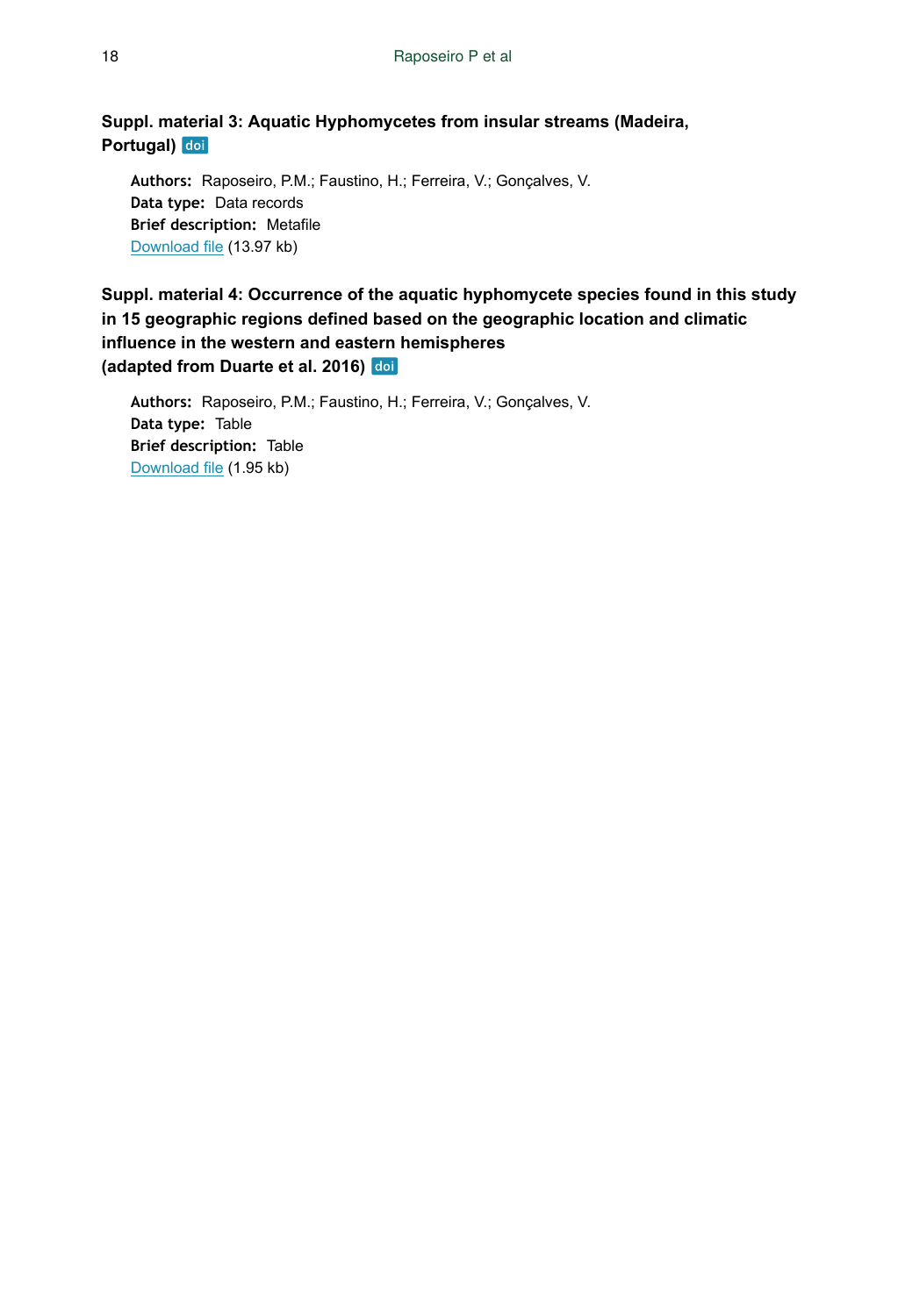### Suppl. material 3: Aquatic Hyphomycetes from insular streams (Madeira, Portugal) doi

**Authors:** Raposeiro, P.M.; Faustino, H.; Ferreira, V.; Gonçalves, V.
**Data type:** Data records
**Brief description:** Metafile
Download file (13.97 kb)

### Suppl. material 4: Occurrence of the aquatic hyphomycete species found in this study in 15 geographic regions defined based on the geographic location and climatic influence in the western and eastern hemispheres (adapted from Duarte et al. 2016) doi

**Authors:** Raposeiro, P.M.; Faustino, H.; Ferreira, V.; Gonçalves, V.
**Data type:** Table
**Brief description:** Table
Download file (1.95 kb)